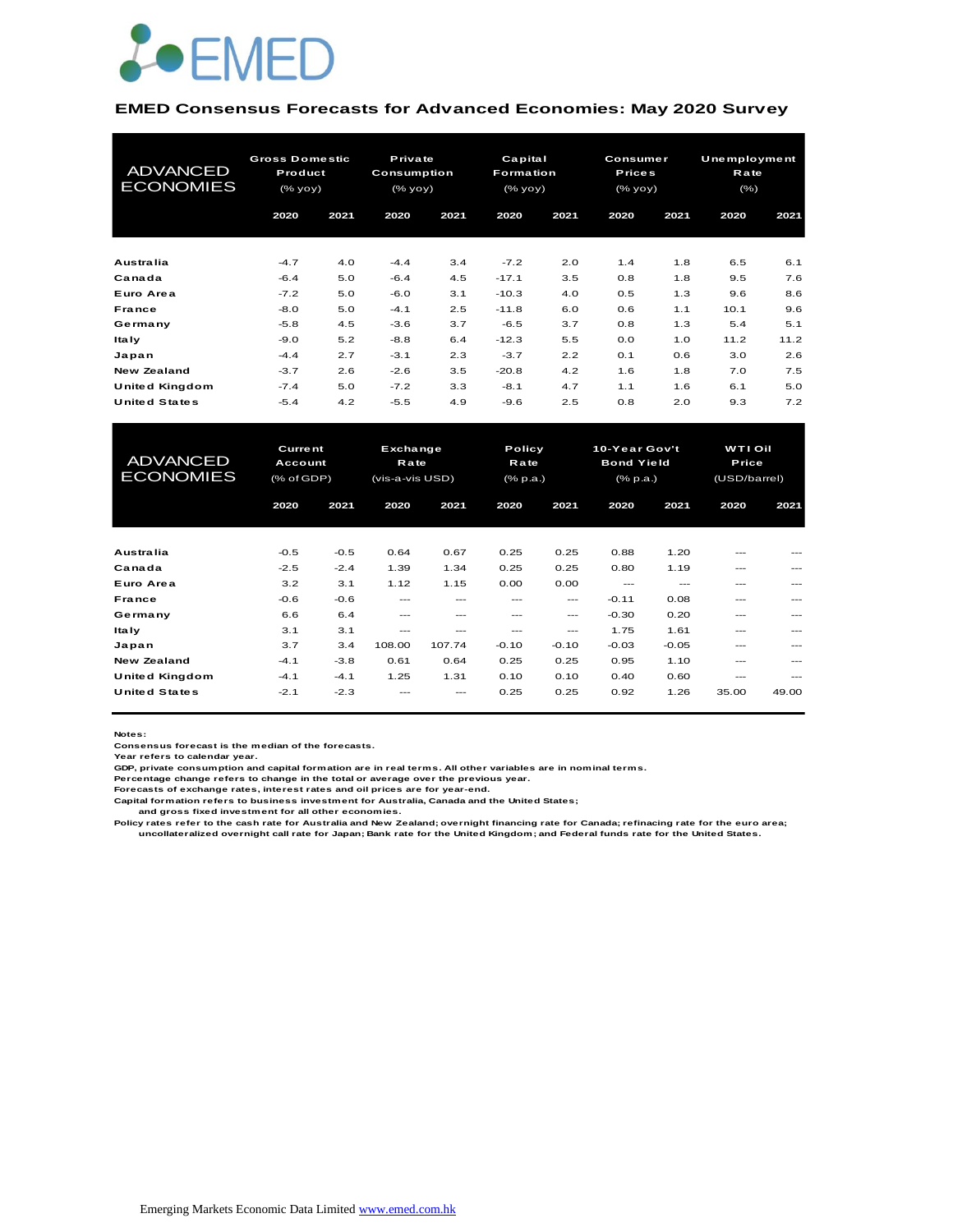EMED

## EMED Consensus Forecasts for Advanced Economies: May 2020 Survey

| ADVANCED ECONOMIES | Gross Domestic Product (% yoy) | | Private Consumption (% yoy) | | Capital Formation (% yoy) | | Consumer Prices (% yoy) | | Unemployment Rate (%) | |
|---|---|---|---|---|---|---|---|---|---|---|
| | 2020 | 2021 | 2020 | 2021 | 2020 | 2021 | 2020 | 2021 | 2020 | 2021 |
| Australia | -4.7 | 4.0 | -4.4 | 3.4 | -7.2 | 2.0 | 1.4 | 1.8 | 6.5 | 6.1 |
| Canada | -6.4 | 5.0 | -6.4 | 4.5 | -17.1 | 3.5 | 0.8 | 1.8 | 9.5 | 7.6 |
| Euro Area | -7.2 | 5.0 | -6.0 | 3.1 | -10.3 | 4.0 | 0.5 | 1.3 | 9.6 | 8.6 |
| France | -8.0 | 5.0 | -4.1 | 2.5 | -11.8 | 6.0 | 0.6 | 1.1 | 10.1 | 9.6 |
| Germany | -5.8 | 4.5 | -3.6 | 3.7 | -6.5 | 3.7 | 0.8 | 1.3 | 5.4 | 5.1 |
| Italy | -9.0 | 5.2 | -8.8 | 6.4 | -12.3 | 5.5 | 0.0 | 1.0 | 11.2 | 11.2 |
| Japan | -4.4 | 2.7 | -3.1 | 2.3 | -3.7 | 2.2 | 0.1 | 0.6 | 3.0 | 2.6 |
| New Zealand | -3.7 | 2.6 | -2.6 | 3.5 | -20.8 | 4.2 | 1.6 | 1.8 | 7.0 | 7.5 |
| United Kingdom | -7.4 | 5.0 | -7.2 | 3.3 | -8.1 | 4.7 | 1.1 | 1.6 | 6.1 | 5.0 |
| United States | -5.4 | 4.2 | -5.5 | 4.9 | -9.6 | 2.5 | 0.8 | 2.0 | 9.3 | 7.2 |

| ADVANCED ECONOMIES | Current Account (% of GDP) | | Exchange Rate (vis-a-vis USD) | | Policy Rate (% p.a.) | | 10-Year Gov't Bond Yield (% p.a.) | | WTI Oil Price (USD/barrel) | |
|---|---|---|---|---|---|---|---|---|---|---|
| | 2020 | 2021 | 2020 | 2021 | 2020 | 2021 | 2020 | 2021 | 2020 | 2021 |
| Australia | -0.5 | -0.5 | 0.64 | 0.67 | 0.25 | 0.25 | 0.88 | 1.20 | --- | --- |
| Canada | -2.5 | -2.4 | 1.39 | 1.34 | 0.25 | 0.25 | 0.80 | 1.19 | --- | --- |
| Euro Area | 3.2 | 3.1 | 1.12 | 1.15 | 0.00 | 0.00 | --- | --- | --- | --- |
| France | -0.6 | -0.6 | --- | --- | --- | --- | -0.11 | 0.08 | --- | --- |
| Germany | 6.6 | 6.4 | --- | --- | --- | --- | -0.30 | 0.20 | --- | --- |
| Italy | 3.1 | 3.1 | --- | --- | --- | --- | 1.75 | 1.61 | --- | --- |
| Japan | 3.7 | 3.4 | 108.00 | 107.74 | -0.10 | -0.10 | -0.03 | -0.05 | --- | --- |
| New Zealand | -4.1 | -3.8 | 0.61 | 0.64 | 0.25 | 0.25 | 0.95 | 1.10 | --- | --- |
| United Kingdom | -4.1 | -4.1 | 1.25 | 1.31 | 0.10 | 0.10 | 0.40 | 0.60 | --- | --- |
| United States | -2.1 | -2.3 | --- | --- | 0.25 | 0.25 | 0.92 | 1.26 | 35.00 | 49.00 |

Notes:
Consensus forecast is the median of the forecasts.
Year refers to calendar year.
GDP, private consumption and capital formation are in real terms. All other variables are in nominal terms.
Percentage change refers to change in the total or average over the previous year.
Forecasts of exchange rates, interest rates and oil prices are for year-end.
Capital formation refers to business investment for Australia, Canada and the United States;
and gross fixed investment for all other economies.
Policy rates refer to the cash rate for Australia and New Zealand; overnight financing rate for Canada; refinacing rate for the euro area;
uncollateralized overnight call rate for Japan; Bank rate for the United Kingdom; and Federal funds rate for the United States.

Emerging Markets Economic Data Limited www.emed.com.hk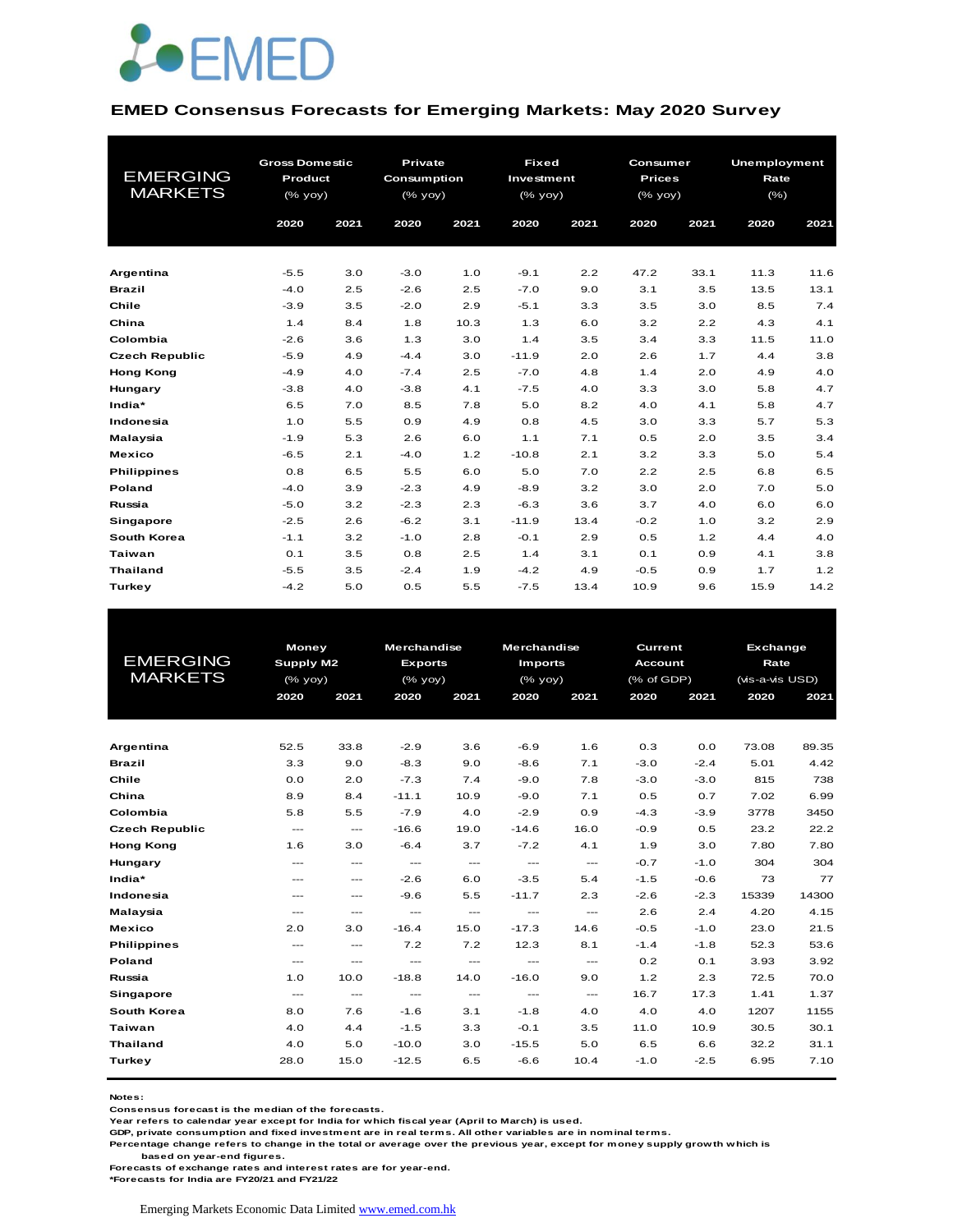## EMED Consensus Forecasts for Emerging Markets: May 2020 Survey

| EMERGING MARKETS | Gross Domestic Product (% yoy) | | Private Consumption (% yoy) | | Fixed Investment (% yoy) | | Consumer Prices (% yoy) | | Unemployment Rate (%) | |
|---|---|---|---|---|---|---|---|---|---|---|
| | 2020 | 2021 | 2020 | 2021 | 2020 | 2021 | 2020 | 2021 | 2020 | 2021 |
| **Argentina** | -5.5 | 3.0 | -3.0 | 1.0 | -9.1 | 2.2 | 47.2 | 33.1 | 11.3 | 11.6 |
| **Brazil** | -4.0 | 2.5 | -2.6 | 2.5 | -7.0 | 9.0 | 3.1 | 3.5 | 13.5 | 13.1 |
| **Chile** | -3.9 | 3.5 | -2.0 | 2.9 | -5.1 | 3.3 | 3.5 | 3.0 | 8.5 | 7.4 |
| **China** | 1.4 | 8.4 | 1.8 | 10.3 | 1.3 | 6.0 | 3.2 | 2.2 | 4.3 | 4.1 |
| **Colombia** | -2.6 | 3.6 | 1.3 | 3.0 | 1.4 | 3.5 | 3.4 | 3.3 | 11.5 | 11.0 |
| **Czech Republic** | -5.9 | 4.9 | -4.4 | 3.0 | -11.9 | 2.0 | 2.6 | 1.7 | 4.4 | 3.8 |
| **Hong Kong** | -4.9 | 4.0 | -7.4 | 2.5 | -7.0 | 4.8 | 1.4 | 2.0 | 4.9 | 4.0 |
| **Hungary** | -3.8 | 4.0 | -3.8 | 4.1 | -7.5 | 4.0 | 3.3 | 3.0 | 5.8 | 4.7 |
| **India*** | 6.5 | 7.0 | 8.5 | 7.8 | 5.0 | 8.2 | 4.0 | 4.1 | 5.8 | 4.7 |
| **Indonesia** | 1.0 | 5.5 | 0.9 | 4.9 | 0.8 | 4.5 | 3.0 | 3.3 | 5.7 | 5.3 |
| **Malaysia** | -1.9 | 5.3 | 2.6 | 6.0 | 1.1 | 7.1 | 0.5 | 2.0 | 3.5 | 3.4 |
| **Mexico** | -6.5 | 2.1 | -4.0 | 1.2 | -10.8 | 2.1 | 3.2 | 3.3 | 5.0 | 5.4 |
| **Philippines** | 0.8 | 6.5 | 5.5 | 6.0 | 5.0 | 7.0 | 2.2 | 2.5 | 6.8 | 6.5 |
| **Poland** | -4.0 | 3.9 | -2.3 | 4.9 | -8.9 | 3.2 | 3.0 | 2.0 | 7.0 | 5.0 |
| **Russia** | -5.0 | 3.2 | -2.3 | 2.3 | -6.3 | 3.6 | 3.7 | 4.0 | 6.0 | 6.0 |
| **Singapore** | -2.5 | 2.6 | -6.2 | 3.1 | -11.9 | 13.4 | -0.2 | 1.0 | 3.2 | 2.9 |
| **South Korea** | -1.1 | 3.2 | -1.0 | 2.8 | -0.1 | 2.9 | 0.5 | 1.2 | 4.4 | 4.0 |
| **Taiwan** | 0.1 | 3.5 | 0.8 | 2.5 | 1.4 | 3.1 | 0.1 | 0.9 | 4.1 | 3.8 |
| **Thailand** | -5.5 | 3.5 | -2.4 | 1.9 | -4.2 | 4.9 | -0.5 | 0.9 | 1.7 | 1.2 |
| **Turkey** | -4.2 | 5.0 | 0.5 | 5.5 | -7.5 | 13.4 | 10.9 | 9.6 | 15.9 | 14.2 |

| EMERGING MARKETS | Money Supply M2 (% yoy) | | Merchandise Exports (% yoy) | | Merchandise Imports (% yoy) | | Current Account (% of GDP) | | Exchange Rate (vis-a-vis USD) | |
|---|---|---|---|---|---|---|---|---|---|---|
| | 2020 | 2021 | 2020 | 2021 | 2020 | 2021 | 2020 | 2021 | 2020 | 2021 |
| **Argentina** | 52.5 | 33.8 | -2.9 | 3.6 | -6.9 | 1.6 | 0.3 | 0.0 | 73.08 | 89.35 |
| **Brazil** | 3.3 | 9.0 | -8.3 | 9.0 | -8.6 | 7.1 | -3.0 | -2.4 | 5.01 | 4.42 |
| **Chile** | 0.0 | 2.0 | -7.3 | 7.4 | -9.0 | 7.8 | -3.0 | -3.0 | 815 | 738 |
| **China** | 8.9 | 8.4 | -11.1 | 10.9 | -9.0 | 7.1 | 0.5 | 0.7 | 7.02 | 6.99 |
| **Colombia** | 5.8 | 5.5 | -7.9 | 4.0 | -2.9 | 0.9 | -4.3 | -3.9 | 3778 | 3450 |
| **Czech Republic** | --- | --- | -16.6 | 19.0 | -14.6 | 16.0 | -0.9 | 0.5 | 23.2 | 22.2 |
| **Hong Kong** | 1.6 | 3.0 | -6.4 | 3.7 | -7.2 | 4.1 | 1.9 | 3.0 | 7.80 | 7.80 |
| **Hungary** | --- | --- | --- | --- | --- | --- | -0.7 | -1.0 | 304 | 304 |
| **India*** | --- | --- | -2.6 | 6.0 | -3.5 | 5.4 | -1.5 | -0.6 | 73 | 77 |
| **Indonesia** | --- | --- | -9.6 | 5.5 | -11.7 | 2.3 | -2.6 | -2.3 | 15339 | 14300 |
| **Malaysia** | --- | --- | --- | --- | --- | --- | 2.6 | 2.4 | 4.20 | 4.15 |
| **Mexico** | 2.0 | 3.0 | -16.4 | 15.0 | -17.3 | 14.6 | -0.5 | -1.0 | 23.0 | 21.5 |
| **Philippines** | --- | --- | 7.2 | 7.2 | 12.3 | 8.1 | -1.4 | -1.8 | 52.3 | 53.6 |
| **Poland** | --- | --- | --- | --- | --- | --- | 0.2 | 0.1 | 3.93 | 3.92 |
| **Russia** | 1.0 | 10.0 | -18.8 | 14.0 | -16.0 | 9.0 | 1.2 | 2.3 | 72.5 | 70.0 |
| **Singapore** | --- | --- | --- | --- | --- | --- | 16.7 | 17.3 | 1.41 | 1.37 |
| **South Korea** | 8.0 | 7.6 | -1.6 | 3.1 | -1.8 | 4.0 | 4.0 | 4.0 | 1207 | 1155 |
| **Taiwan** | 4.0 | 4.4 | -1.5 | 3.3 | -0.1 | 3.5 | 11.0 | 10.9 | 30.5 | 30.1 |
| **Thailand** | 4.0 | 5.0 | -10.0 | 3.0 | -15.5 | 5.0 | 6.5 | 6.6 | 32.2 | 31.1 |
| **Turkey** | 28.0 | 15.0 | -12.5 | 6.5 | -6.6 | 10.4 | -1.0 | -2.5 | 6.95 | 7.10 |

**Notes:**
**Consensus forecast is the median of the forecasts.**
**Year refers to calendar year except for India for which fiscal year (April to March) is used.**
**GDP, private consumption and fixed investment are in real terms. All other variables are in nominal terms.**
**Percentage change refers to change in the total or average over the previous year, except for money supply growth which is based on year-end figures.**
**Forecasts of exchange rates and interest rates are for year-end.**
***Forecasts for India are FY20/21 and FY21/22**

Emerging Markets Economic Data Limited www.emed.com.hk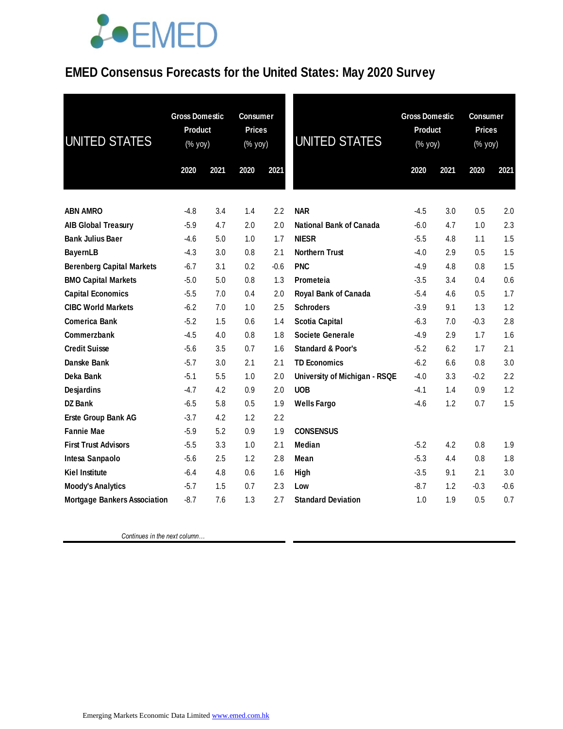# EMED Consensus Forecasts for the United States: May 2020 Survey

| UNITED STATES | Gross Domestic Product (% yoy) | | Consumer Prices (% yoy) | |
|---|---|---|---|---|
| | 2020 | 2021 | 2020 | 2021 |
| ABN AMRO | -4.8 | 3.4 | 1.4 | 2.2 |
| AIB Global Treasury | -5.9 | 4.7 | 2.0 | 2.0 |
| Bank Julius Baer | -4.6 | 5.0 | 1.0 | 1.7 |
| BayernLB | -4.3 | 3.0 | 0.8 | 2.1 |
| Berenberg Capital Markets | -6.7 | 3.1 | 0.2 | -0.6 |
| BMO Capital Markets | -5.0 | 5.0 | 0.8 | 1.3 |
| Capital Economics | -5.5 | 7.0 | 0.4 | 2.0 |
| CIBC World Markets | -6.2 | 7.0 | 1.0 | 2.5 |
| Comerica Bank | -5.2 | 1.5 | 0.6 | 1.4 |
| Commerzbank | -4.5 | 4.0 | 0.8 | 1.8 |
| Credit Suisse | -5.6 | 3.5 | 0.7 | 1.6 |
| Danske Bank | -5.7 | 3.0 | 2.1 | 2.1 |
| Deka Bank | -5.1 | 5.5 | 1.0 | 2.0 |
| Desjardins | -4.7 | 4.2 | 0.9 | 2.0 |
| DZ Bank | -6.5 | 5.8 | 0.5 | 1.9 |
| Erste Group Bank AG | -3.7 | 4.2 | 1.2 | 2.2 |
| Fannie Mae | -5.9 | 5.2 | 0.9 | 1.9 |
| First Trust Advisors | -5.5 | 3.3 | 1.0 | 2.1 |
| Intesa Sanpaolo | -5.6 | 2.5 | 1.2 | 2.8 |
| Kiel Institute | -6.4 | 4.8 | 0.6 | 1.6 |
| Moody's Analytics | -5.7 | 1.5 | 0.7 | 2.3 |
| Mortgage Bankers Association | -8.7 | 7.6 | 1.3 | 2.7 |

*Continues in the next column…*

| UNITED STATES | Gross Domestic Product (% yoy) | | Consumer Prices (% yoy) | |
|---|---|---|---|---|
| | 2020 | 2021 | 2020 | 2021 |
| NAR | -4.5 | 3.0 | 0.5 | 2.0 |
| National Bank of Canada | -6.0 | 4.7 | 1.0 | 2.3 |
| NIESR | -5.5 | 4.8 | 1.1 | 1.5 |
| Northern Trust | -4.0 | 2.9 | 0.5 | 1.5 |
| PNC | -4.9 | 4.8 | 0.8 | 1.5 |
| Prometeia | -3.5 | 3.4 | 0.4 | 0.6 |
| Royal Bank of Canada | -5.4 | 4.6 | 0.5 | 1.7 |
| Schroders | -3.9 | 9.1 | 1.3 | 1.2 |
| Scotia Capital | -6.3 | 7.0 | -0.3 | 2.8 |
| Societe Generale | -4.9 | 2.9 | 1.7 | 1.6 |
| Standard & Poor's | -5.2 | 6.2 | 1.7 | 2.1 |
| TD Economics | -6.2 | 6.6 | 0.8 | 3.0 |
| University of Michigan - RSQE | -4.0 | 3.3 | -0.2 | 2.2 |
| UOB | -4.1 | 1.4 | 0.9 | 1.2 |
| Wells Fargo | -4.6 | 1.2 | 0.7 | 1.5 |
| **CONSENSUS** | | | | |
| Median | -5.2 | 4.2 | 0.8 | 1.9 |
| Mean | -5.3 | 4.4 | 0.8 | 1.8 |
| High | -3.5 | 9.1 | 2.1 | 3.0 |
| Low | -8.7 | 1.2 | -0.3 | -0.6 |
| Standard Deviation | 1.0 | 1.9 | 0.5 | 0.7 |

Emerging Markets Economic Data Limited www.emed.com.hk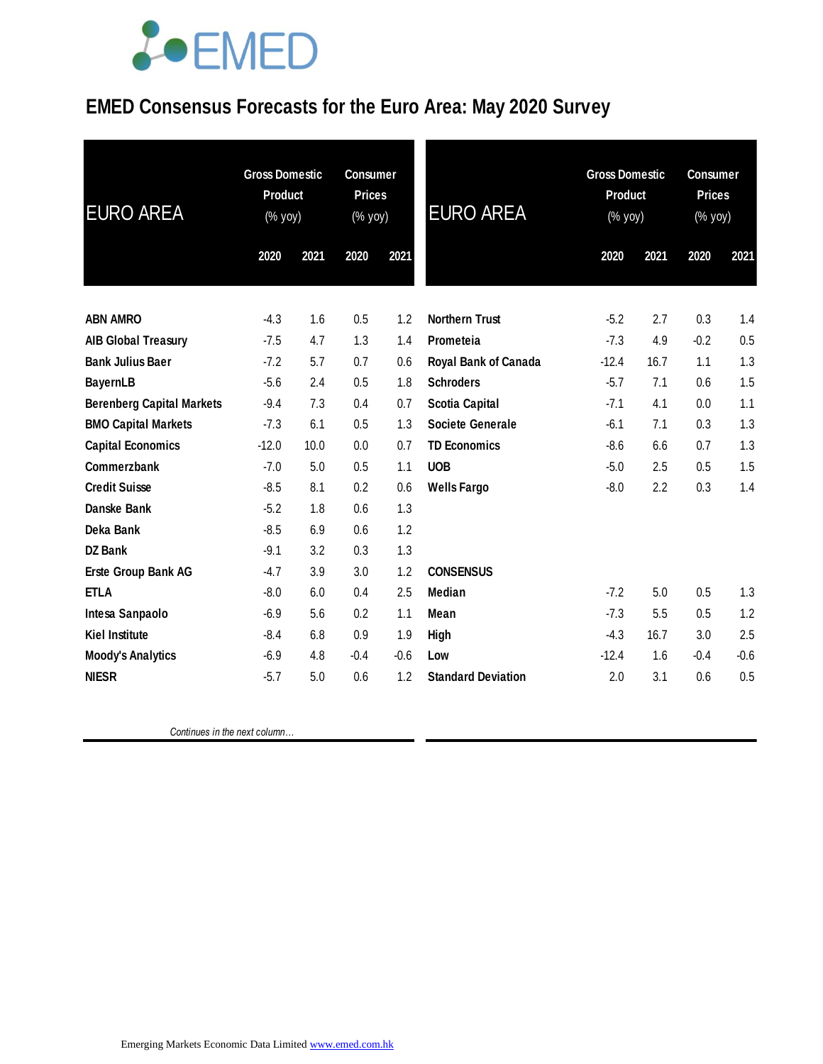# EMED Consensus Forecasts for the Euro Area: May 2020 Survey

| EURO AREA | Gross Domestic Product (% yoy) | | Consumer Prices (% yoy) | |
|---|---|---|---|---|
| | 2020 | 2021 | 2020 | 2021 |
| ABN AMRO | -4.3 | 1.6 | 0.5 | 1.2 |
| AIB Global Treasury | -7.5 | 4.7 | 1.3 | 1.4 |
| Bank Julius Baer | -7.2 | 5.7 | 0.7 | 0.6 |
| BayernLB | -5.6 | 2.4 | 0.5 | 1.8 |
| Berenberg Capital Markets | -9.4 | 7.3 | 0.4 | 0.7 |
| BMO Capital Markets | -7.3 | 6.1 | 0.5 | 1.3 |
| Capital Economics | -12.0 | 10.0 | 0.0 | 0.7 |
| Commerzbank | -7.0 | 5.0 | 0.5 | 1.1 |
| Credit Suisse | -8.5 | 8.1 | 0.2 | 0.6 |
| Danske Bank | -5.2 | 1.8 | 0.6 | 1.3 |
| Deka Bank | -8.5 | 6.9 | 0.6 | 1.2 |
| DZ Bank | -9.1 | 3.2 | 0.3 | 1.3 |
| Erste Group Bank AG | -4.7 | 3.9 | 3.0 | 1.2 |
| ETLA | -8.0 | 6.0 | 0.4 | 2.5 |
| Intesa Sanpaolo | -6.9 | 5.6 | 0.2 | 1.1 |
| Kiel Institute | -8.4 | 6.8 | 0.9 | 1.9 |
| Moody's Analytics | -6.9 | 4.8 | -0.4 | -0.6 |
| NIESR | -5.7 | 5.0 | 0.6 | 1.2 |
| Northern Trust | -5.2 | 2.7 | 0.3 | 1.4 |
| Prometeia | -7.3 | 4.9 | -0.2 | 0.5 |
| Royal Bank of Canada | -12.4 | 16.7 | 1.1 | 1.3 |
| Schroders | -5.7 | 7.1 | 0.6 | 1.5 |
| Scotia Capital | -7.1 | 4.1 | 0.0 | 1.1 |
| Societe Generale | -6.1 | 7.1 | 0.3 | 1.3 |
| TD Economics | -8.6 | 6.6 | 0.7 | 1.3 |
| UOB | -5.0 | 2.5 | 0.5 | 1.5 |
| Wells Fargo | -8.0 | 2.2 | 0.3 | 1.4 |
| **CONSENSUS** | | | | |
| Median | -7.2 | 5.0 | 0.5 | 1.3 |
| Mean | -7.3 | 5.5 | 0.5 | 1.2 |
| High | -4.3 | 16.7 | 3.0 | 2.5 |
| Low | -12.4 | 1.6 | -0.4 | -0.6 |
| Standard Deviation | 2.0 | 3.1 | 0.6 | 0.5 |

*Continues in the next column…*

Emerging Markets Economic Data Limited www.emed.com.hk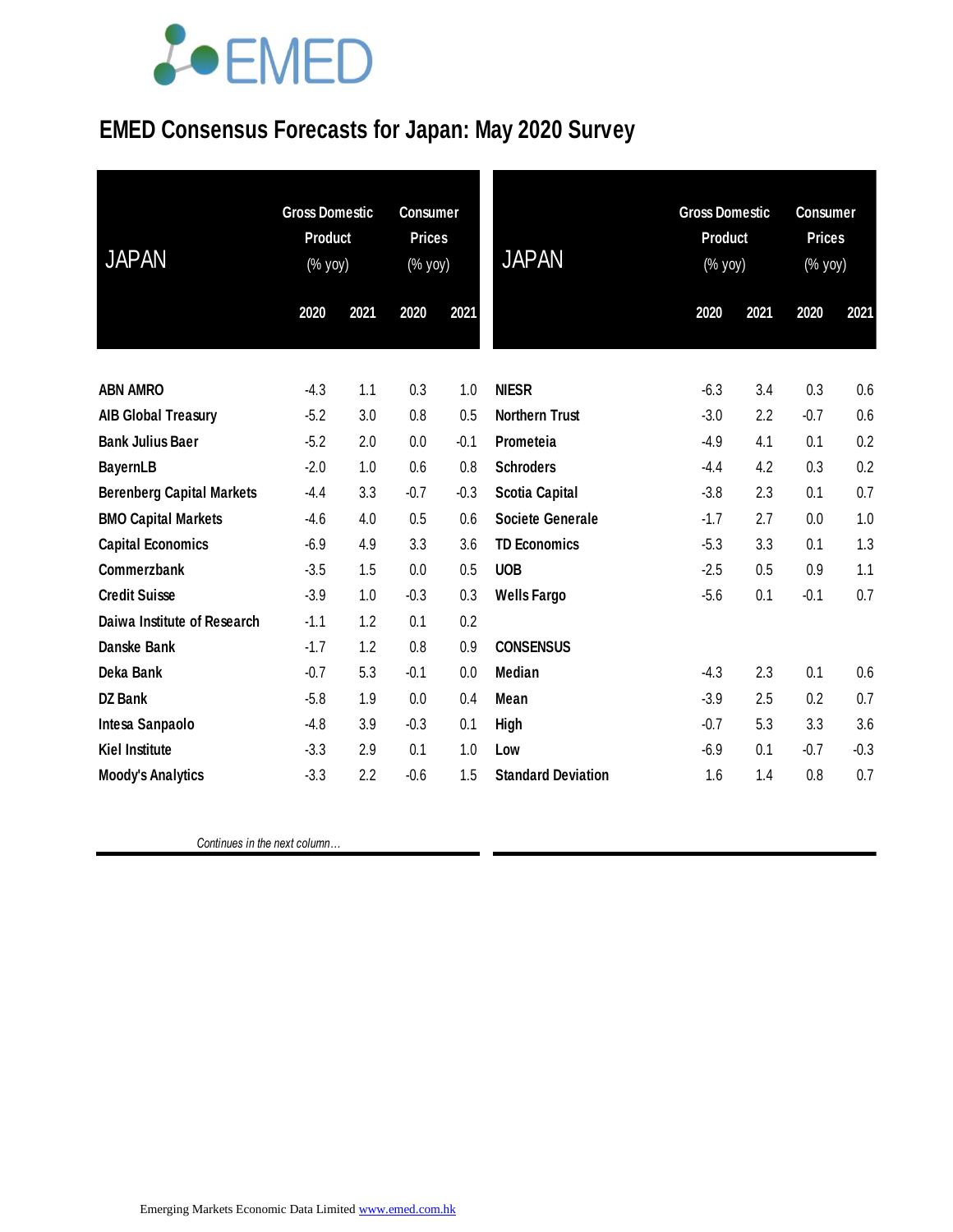# EMED Consensus Forecasts for Japan: May 2020 Survey

| JAPAN | Gross Domestic Product (% yoy) | | Consumer Prices (% yoy) | |
|---|---|---|---|---|
| | 2020 | 2021 | 2020 | 2021 |
| ABN AMRO | -4.3 | 1.1 | 0.3 | 1.0 |
| AIB Global Treasury | -5.2 | 3.0 | 0.8 | 0.5 |
| Bank Julius Baer | -5.2 | 2.0 | 0.0 | -0.1 |
| BayernLB | -2.0 | 1.0 | 0.6 | 0.8 |
| Berenberg Capital Markets | -4.4 | 3.3 | -0.7 | -0.3 |
| BMO Capital Markets | -4.6 | 4.0 | 0.5 | 0.6 |
| Capital Economics | -6.9 | 4.9 | 3.3 | 3.6 |
| Commerzbank | -3.5 | 1.5 | 0.0 | 0.5 |
| Credit Suisse | -3.9 | 1.0 | -0.3 | 0.3 |
| Daiwa Institute of Research | -1.1 | 1.2 | 0.1 | 0.2 |
| Danske Bank | -1.7 | 1.2 | 0.8 | 0.9 |
| Deka Bank | -0.7 | 5.3 | -0.1 | 0.0 |
| DZ Bank | -5.8 | 1.9 | 0.0 | 0.4 |
| Intesa Sanpaolo | -4.8 | 3.9 | -0.3 | 0.1 |
| Kiel Institute | -3.3 | 2.9 | 0.1 | 1.0 |
| Moody's Analytics | -3.3 | 2.2 | -0.6 | 1.5 |
| NIESR | -6.3 | 3.4 | 0.3 | 0.6 |
| Northern Trust | -3.0 | 2.2 | -0.7 | 0.6 |
| Prometeia | -4.9 | 4.1 | 0.1 | 0.2 |
| Schroders | -4.4 | 4.2 | 0.3 | 0.2 |
| Scotia Capital | -3.8 | 2.3 | 0.1 | 0.7 |
| Societe Generale | -1.7 | 2.7 | 0.0 | 1.0 |
| TD Economics | -5.3 | 3.3 | 0.1 | 1.3 |
| UOB | -2.5 | 0.5 | 0.9 | 1.1 |
| Wells Fargo | -5.6 | 0.1 | -0.1 | 0.7 |
| **CONSENSUS** | | | | |
| Median | -4.3 | 2.3 | 0.1 | 0.6 |
| Mean | -3.9 | 2.5 | 0.2 | 0.7 |
| High | -0.7 | 5.3 | 3.3 | 3.6 |
| Low | -6.9 | 0.1 | -0.7 | -0.3 |
| Standard Deviation | 1.6 | 1.4 | 0.8 | 0.7 |

*Continues in the next column…*

Emerging Markets Economic Data Limited www.emed.com.hk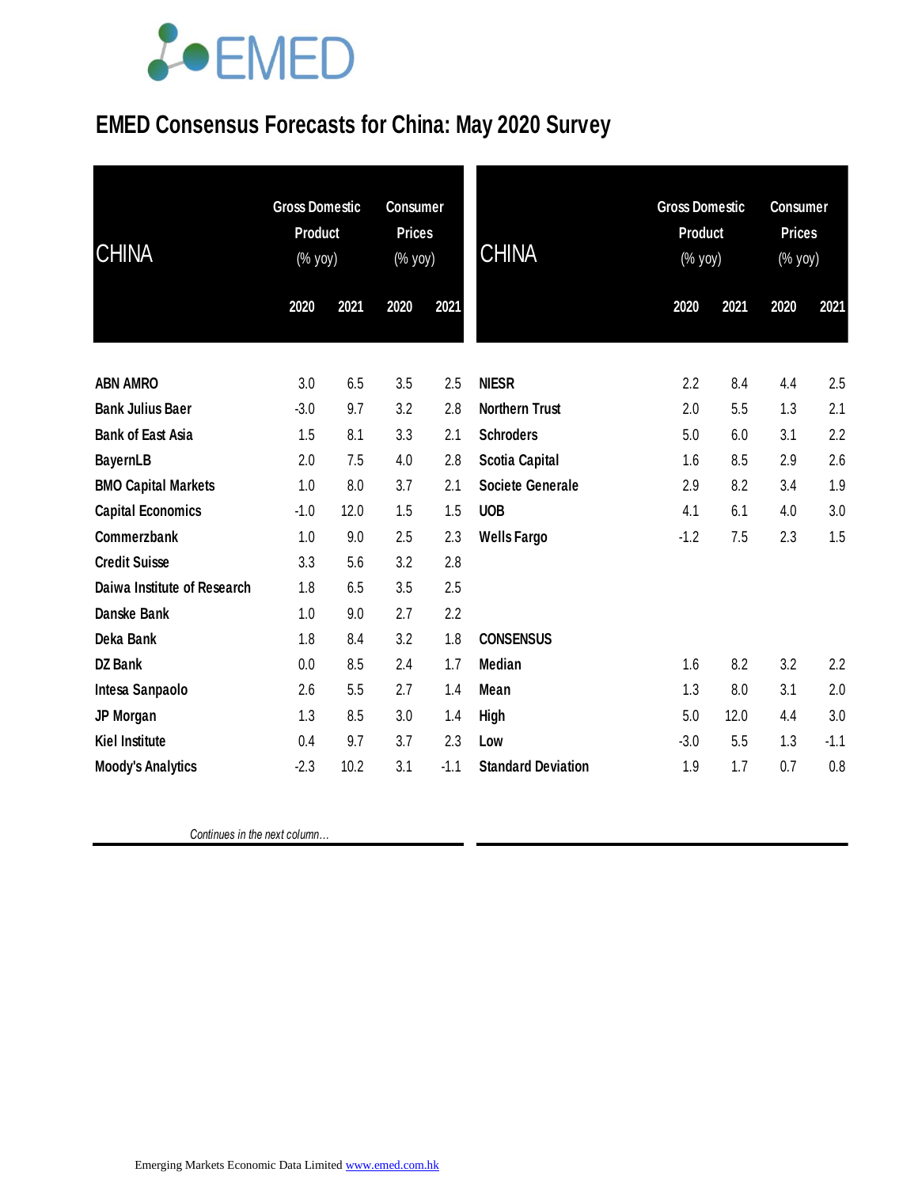# EMED Consensus Forecasts for China: May 2020 Survey

| CHINA | Gross Domestic Product (% yoy) | | Consumer Prices (% yoy) | |
|---|---|---|---|---|
| | 2020 | 2021 | 2020 | 2021 |
| **ABN AMRO** | 3.0 | 6.5 | 3.5 | 2.5 |
| **Bank Julius Baer** | -3.0 | 9.7 | 3.2 | 2.8 |
| **Bank of East Asia** | 1.5 | 8.1 | 3.3 | 2.1 |
| **BayernLB** | 2.0 | 7.5 | 4.0 | 2.8 |
| **BMO Capital Markets** | 1.0 | 8.0 | 3.7 | 2.1 |
| **Capital Economics** | -1.0 | 12.0 | 1.5 | 1.5 |
| **Commerzbank** | 1.0 | 9.0 | 2.5 | 2.3 |
| **Credit Suisse** | 3.3 | 5.6 | 3.2 | 2.8 |
| **Daiwa Institute of Research** | 1.8 | 6.5 | 3.5 | 2.5 |
| **Danske Bank** | 1.0 | 9.0 | 2.7 | 2.2 |
| **Deka Bank** | 1.8 | 8.4 | 3.2 | 1.8 |
| **DZ Bank** | 0.0 | 8.5 | 2.4 | 1.7 |
| **Intesa Sanpaolo** | 2.6 | 5.5 | 2.7 | 1.4 |
| **JP Morgan** | 1.3 | 8.5 | 3.0 | 1.4 |
| **Kiel Institute** | 0.4 | 9.7 | 3.7 | 2.3 |
| **Moody's Analytics** | -2.3 | 10.2 | 3.1 | -1.1 |
| **NIESR** | 2.2 | 8.4 | 4.4 | 2.5 |
| **Northern Trust** | 2.0 | 5.5 | 1.3 | 2.1 |
| **Schroders** | 5.0 | 6.0 | 3.1 | 2.2 |
| **Scotia Capital** | 1.6 | 8.5 | 2.9 | 2.6 |
| **Societe Generale** | 2.9 | 8.2 | 3.4 | 1.9 |
| **UOB** | 4.1 | 6.1 | 4.0 | 3.0 |
| **Wells Fargo** | -1.2 | 7.5 | 2.3 | 1.5 |
| **CONSENSUS** | | | | |
| **Median** | 1.6 | 8.2 | 3.2 | 2.2 |
| **Mean** | 1.3 | 8.0 | 3.1 | 2.0 |
| **High** | 5.0 | 12.0 | 4.4 | 3.0 |
| **Low** | -3.0 | 5.5 | 1.3 | -1.1 |
| **Standard Deviation** | 1.9 | 1.7 | 0.7 | 0.8 |

*Continues in the next column…*

Emerging Markets Economic Data Limited [www.emed.com.hk](http://www.emed.com.hk)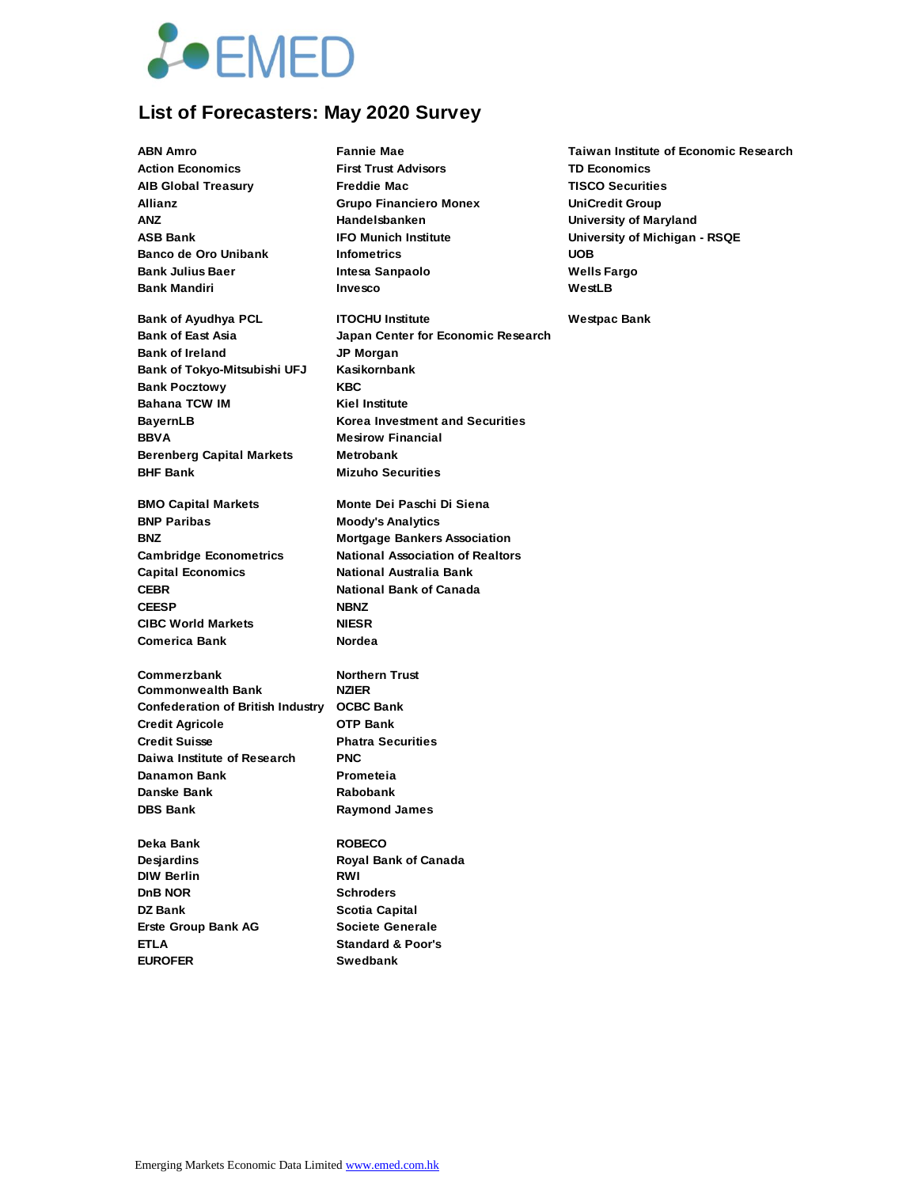EMED

## List of Forecasters: May 2020 Survey

ABN Amro
Action Economics
AIB Global Treasury
Allianz
ANZ
ASB Bank
Banco de Oro Unibank
Bank Julius Baer
Bank Mandiri

Bank of Ayudhya PCL
Bank of East Asia
Bank of Ireland
Bank of Tokyo-Mitsubishi UFJ
Bank Pocztowy
Bahana TCW IM
BayernLB
BBVA
Berenberg Capital Markets
BHF Bank

BMO Capital Markets
BNP Paribas
BNZ
Cambridge Econometrics
Capital Economics
CEBR
CEESP
CIBC World Markets
Comerica Bank

Commerzbank
Commonwealth Bank
Confederation of British Industry
Credit Agricole
Credit Suisse
Daiwa Institute of Research
Danamon Bank
Danske Bank
DBS Bank

Deka Bank
Desjardins
DIW Berlin
DnB NOR
DZ Bank
Erste Group Bank AG
ETLA
EUROFER

Fannie Mae
First Trust Advisors
Freddie Mac
Grupo Financiero Monex
Handelsbanken
IFO Munich Institute
Infometrics
Intesa Sanpaolo
Invesco

ITOCHU Institute
Japan Center for Economic Research
JP Morgan
Kasikornbank
KBC
Kiel Institute
Korea Investment and Securities
Mesirow Financial
Metrobank
Mizuho Securities

Monte Dei Paschi Di Siena
Moody's Analytics
Mortgage Bankers Association
National Association of Realtors
National Australia Bank
National Bank of Canada
NBNZ
NIESR
Nordea

Northern Trust
NZIER
OCBC Bank
OTP Bank
Phatra Securities
PNC
Prometeia
Rabobank
Raymond James

ROBECO
Royal Bank of Canada
RWI
Schroders
Scotia Capital
Societe Generale
Standard & Poor's
Swedbank

Taiwan Institute of Economic Research
TD Economics
TISCO Securities
UniCredit Group
University of Maryland
University of Michigan - RSQE
UOB
Wells Fargo
WestLB

Westpac Bank

Emerging Markets Economic Data Limited www.emed.com.hk